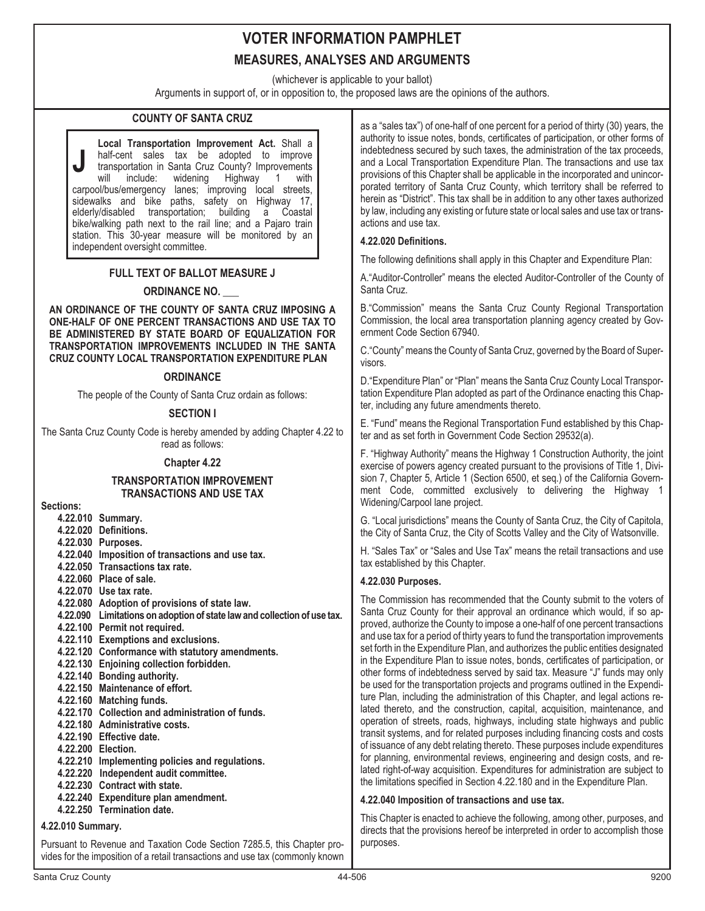# VOTER INFORMATION PAMPHLET

## MEASURES, ANALYSES AND ARGUMENTS

(whichever is applicable to your ballot)

Arguments in support of, or in opposition to, the proposed laws are the opinions of the authors.

### COUNTY OF SANTA CRUZ

**J** **Local Transportation Improvement Act.** Shall a half-cent sales tax be adopted to improve transportation in Santa Cruz County? Improvements will include: widening Highway 1 with carpool/bus/emergency lanes; improving local streets, sidewalks and bike paths, safety on Highway 17, elderly/disabled transportation; building a Coastal bike/walking path next to the rail line; and a Pajaro train station. This 30-year measure will be monitored by an independent oversight committee.

### FULL TEXT OF BALLOT MEASURE J

### ORDINANCE NO. ___

**AN ORDINANCE OF THE COUNTY OF SANTA CRUZ IMPOSING A ONE-HALF OF ONE PERCENT TRANSACTIONS AND USE TAX TO BE ADMINISTERED BY STATE BOARD OF EQUALIZATION FOR TRANSPORTATION IMPROVEMENTS INCLUDED IN THE SANTA CRUZ COUNTY LOCAL TRANSPORTATION EXPENDITURE PLAN**

### ORDINANCE

The people of the County of Santa Cruz ordain as follows:

### SECTION I

The Santa Cruz County Code is hereby amended by adding Chapter 4.22 to read as follows:

### Chapter 4.22

### TRANSPORTATION IMPROVEMENT TRANSACTIONS AND USE TAX

**Sections:**

- **4.22.010 Summary.**
- **4.22.020 Definitions.**
- **4.22.030 Purposes.**
- **4.22.040 Imposition of transactions and use tax.**
- **4.22.050 Transactions tax rate.**
- **4.22.060 Place of sale.**
- **4.22.070 Use tax rate.**
- **4.22.080 Adoption of provisions of state law.**
- **4.22.090 Limitations on adoption of state law and collection of use tax.**
- **4.22.100 Permit not required.**
- **4.22.110 Exemptions and exclusions.**
- **4.22.120 Conformance with statutory amendments.**
- **4.22.130 Enjoining collection forbidden.**
- **4.22.140 Bonding authority.**
- **4.22.150 Maintenance of effort.**
- **4.22.160 Matching funds.**
- **4.22.170 Collection and administration of funds.**
- **4.22.180 Administrative costs.**
- **4.22.190 Effective date.**
- **4.22.200 Election.**
- **4.22.210 Implementing policies and regulations.**
- **4.22.220 Independent audit committee.**
- **4.22.230 Contract with state.**
- **4.22.240 Expenditure plan amendment.**
- **4.22.250 Termination date.**

**4.22.010 Summary.**

Pursuant to Revenue and Taxation Code Section 7285.5, this Chapter provides for the imposition of a retail transactions and use tax (commonly known as a "sales tax") of one-half of one percent for a period of thirty (30) years, the authority to issue notes, bonds, certificates of participation, or other forms of indebtedness secured by such taxes, the administration of the tax proceeds, and a Local Transportation Expenditure Plan. The transactions and use tax provisions of this Chapter shall be applicable in the incorporated and unincorporated territory of Santa Cruz County, which territory shall be referred to herein as "District". This tax shall be in addition to any other taxes authorized by law, including any existing or future state or local sales and use tax or transactions and use tax.

**4.22.020 Definitions.**

The following definitions shall apply in this Chapter and Expenditure Plan:

A."Auditor-Controller" means the elected Auditor-Controller of the County of Santa Cruz.

B."Commission" means the Santa Cruz County Regional Transportation Commission, the local area transportation planning agency created by Government Code Section 67940.

C."County" means the County of Santa Cruz, governed by the Board of Supervisors.

D."Expenditure Plan" or "Plan" means the Santa Cruz County Local Transportation Expenditure Plan adopted as part of the Ordinance enacting this Chapter, including any future amendments thereto.

E. "Fund" means the Regional Transportation Fund established by this Chapter and as set forth in Government Code Section 29532(a).

F. "Highway Authority" means the Highway 1 Construction Authority, the joint exercise of powers agency created pursuant to the provisions of Title 1, Division 7, Chapter 5, Article 1 (Section 6500, et seq.) of the California Government Code, committed exclusively to delivering the Highway 1 Widening/Carpool lane project.

G. "Local jurisdictions" means the County of Santa Cruz, the City of Capitola, the City of Santa Cruz, the City of Scotts Valley and the City of Watsonville.

H. "Sales Tax" or "Sales and Use Tax" means the retail transactions and use tax established by this Chapter.

**4.22.030 Purposes.**

The Commission has recommended that the County submit to the voters of Santa Cruz County for their approval an ordinance which would, if so approved, authorize the County to impose a one-half of one percent transactions and use tax for a period of thirty years to fund the transportation improvements set forth in the Expenditure Plan, and authorizes the public entities designated in the Expenditure Plan to issue notes, bonds, certificates of participation, or other forms of indebtedness served by said tax. Measure "J" funds may only be used for the transportation projects and programs outlined in the Expenditure Plan, including the administration of this Chapter, and legal actions related thereto, and the construction, capital, acquisition, maintenance, and operation of streets, roads, highways, including state highways and public transit systems, and for related purposes including financing costs and costs of issuance of any debt relating thereto. These purposes include expenditures for planning, environmental reviews, engineering and design costs, and related right-of-way acquisition. Expenditures for administration are subject to the limitations specified in Section 4.22.180 and in the Expenditure Plan.

**4.22.040 Imposition of transactions and use tax.**

This Chapter is enacted to achieve the following, among other, purposes, and directs that the provisions hereof be interpreted in order to accomplish those purposes.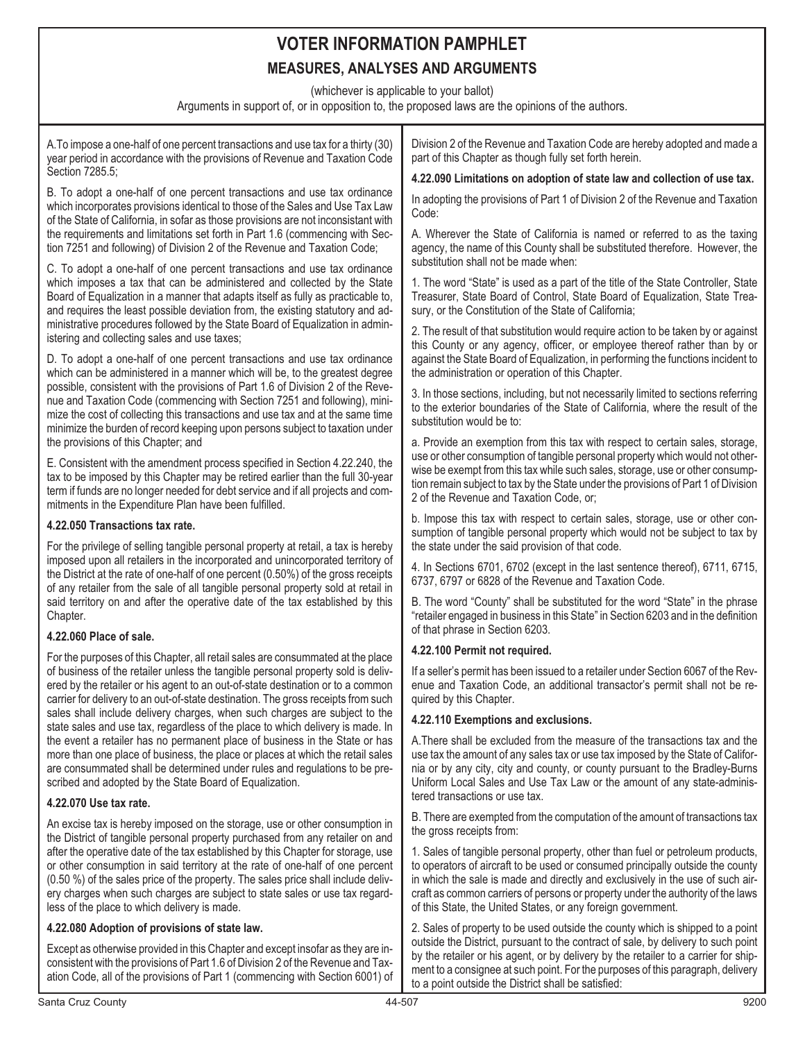# VOTER INFORMATION PAMPHLET

## MEASURES, ANALYSES AND ARGUMENTS

(whichever is applicable to your ballot)

Arguments in support of, or in opposition to, the proposed laws are the opinions of the authors.

A. To impose a one-half of one percent transactions and use tax for a thirty (30) year period in accordance with the provisions of Revenue and Taxation Code Section 7285.5;

B. To adopt a one-half of one percent transactions and use tax ordinance which incorporates provisions identical to those of the Sales and Use Tax Law of the State of California, in sofar as those provisions are not inconsistent with the requirements and limitations set forth in Part 1.6 (commencing with Section 7251 and following) of Division 2 of the Revenue and Taxation Code;

C. To adopt a one-half of one percent transactions and use tax ordinance which imposes a tax that can be administered and collected by the State Board of Equalization in a manner that adapts itself as fully as practicable to, and requires the least possible deviation from, the existing statutory and administrative procedures followed by the State Board of Equalization in administering and collecting sales and use taxes;

D. To adopt a one-half of one percent transactions and use tax ordinance which can be administered in a manner which will be, to the greatest degree possible, consistent with the provisions of Part 1.6 of Division 2 of the Revenue and Taxation Code (commencing with Section 7251 and following), minimize the cost of collecting this transactions and use tax and at the same time minimize the burden of record keeping upon persons subject to taxation under the provisions of this Chapter; and

E. Consistent with the amendment process specified in Section 4.22.240, the tax to be imposed by this Chapter may be retired earlier than the full 30-year term if funds are no longer needed for debt service and if all projects and commitments in the Expenditure Plan have been fulfilled.

**4.22.050 Transactions tax rate.**

For the privilege of selling tangible personal property at retail, a tax is hereby imposed upon all retailers in the incorporated and unincorporated territory of the District at the rate of one-half of one percent (0.50%) of the gross receipts of any retailer from the sale of all tangible personal property sold at retail in said territory on and after the operative date of the tax established by this Chapter.

**4.22.060 Place of sale.**

For the purposes of this Chapter, all retail sales are consummated at the place of business of the retailer unless the tangible personal property sold is delivered by the retailer or his agent to an out-of-state destination or to a common carrier for delivery to an out-of-state destination. The gross receipts from such sales shall include delivery charges, when such charges are subject to the state sales and use tax, regardless of the place to which delivery is made. In the event a retailer has no permanent place of business in the State or has more than one place of business, the place or places at which the retail sales are consummated shall be determined under rules and regulations to be prescribed and adopted by the State Board of Equalization.

**4.22.070 Use tax rate.**

An excise tax is hereby imposed on the storage, use or other consumption in the District of tangible personal property purchased from any retailer on and after the operative date of the tax established by this Chapter for storage, use or other consumption in said territory at the rate of one-half of one percent (0.50 %) of the sales price of the property. The sales price shall include delivery charges when such charges are subject to state sales or use tax regardless of the place to which delivery is made.

**4.22.080 Adoption of provisions of state law.**

Except as otherwise provided in this Chapter and except insofar as they are inconsistent with the provisions of Part 1.6 of Division 2 of the Revenue and Taxation Code, all of the provisions of Part 1 (commencing with Section 6001) of Division 2 of the Revenue and Taxation Code are hereby adopted and made a part of this Chapter as though fully set forth herein.

**4.22.090 Limitations on adoption of state law and collection of use tax.**

In adopting the provisions of Part 1 of Division 2 of the Revenue and Taxation Code:

A. Wherever the State of California is named or referred to as the taxing agency, the name of this County shall be substituted therefore. However, the substitution shall not be made when:

1. The word "State" is used as a part of the title of the State Controller, State Treasurer, State Board of Control, State Board of Equalization, State Treasury, or the Constitution of the State of California;

2. The result of that substitution would require action to be taken by or against this County or any agency, officer, or employee thereof rather than by or against the State Board of Equalization, in performing the functions incident to the administration or operation of this Chapter.

3. In those sections, including, but not necessarily limited to sections referring to the exterior boundaries of the State of California, where the result of the substitution would be to:

a. Provide an exemption from this tax with respect to certain sales, storage, use or other consumption of tangible personal property which would not otherwise be exempt from this tax while such sales, storage, use or other consumption remain subject to tax by the State under the provisions of Part 1 of Division 2 of the Revenue and Taxation Code, or;

b. Impose this tax with respect to certain sales, storage, use or other consumption of tangible personal property which would not be subject to tax by the state under the said provision of that code.

4. In Sections 6701, 6702 (except in the last sentence thereof), 6711, 6715, 6737, 6797 or 6828 of the Revenue and Taxation Code.

B. The word "County" shall be substituted for the word "State" in the phrase "retailer engaged in business in this State" in Section 6203 and in the definition of that phrase in Section 6203.

**4.22.100 Permit not required.**

If a seller's permit has been issued to a retailer under Section 6067 of the Revenue and Taxation Code, an additional transactor's permit shall not be required by this Chapter.

**4.22.110 Exemptions and exclusions.**

A. There shall be excluded from the measure of the transactions tax and the use tax the amount of any sales tax or use tax imposed by the State of California or by any city, city and county, or county pursuant to the Bradley-Burns Uniform Local Sales and Use Tax Law or the amount of any state-administered transactions or use tax.

B. There are exempted from the computation of the amount of transactions tax the gross receipts from:

1. Sales of tangible personal property, other than fuel or petroleum products, to operators of aircraft to be used or consumed principally outside the county in which the sale is made and directly and exclusively in the use of such aircraft as common carriers of persons or property under the authority of the laws of this State, the United States, or any foreign government.

2. Sales of property to be used outside the county which is shipped to a point outside the District, pursuant to the contract of sale, by delivery to such point by the retailer or his agent, or by delivery by the retailer to a carrier for shipment to a consignee at such point. For the purposes of this paragraph, delivery to a point outside the District shall be satisfied: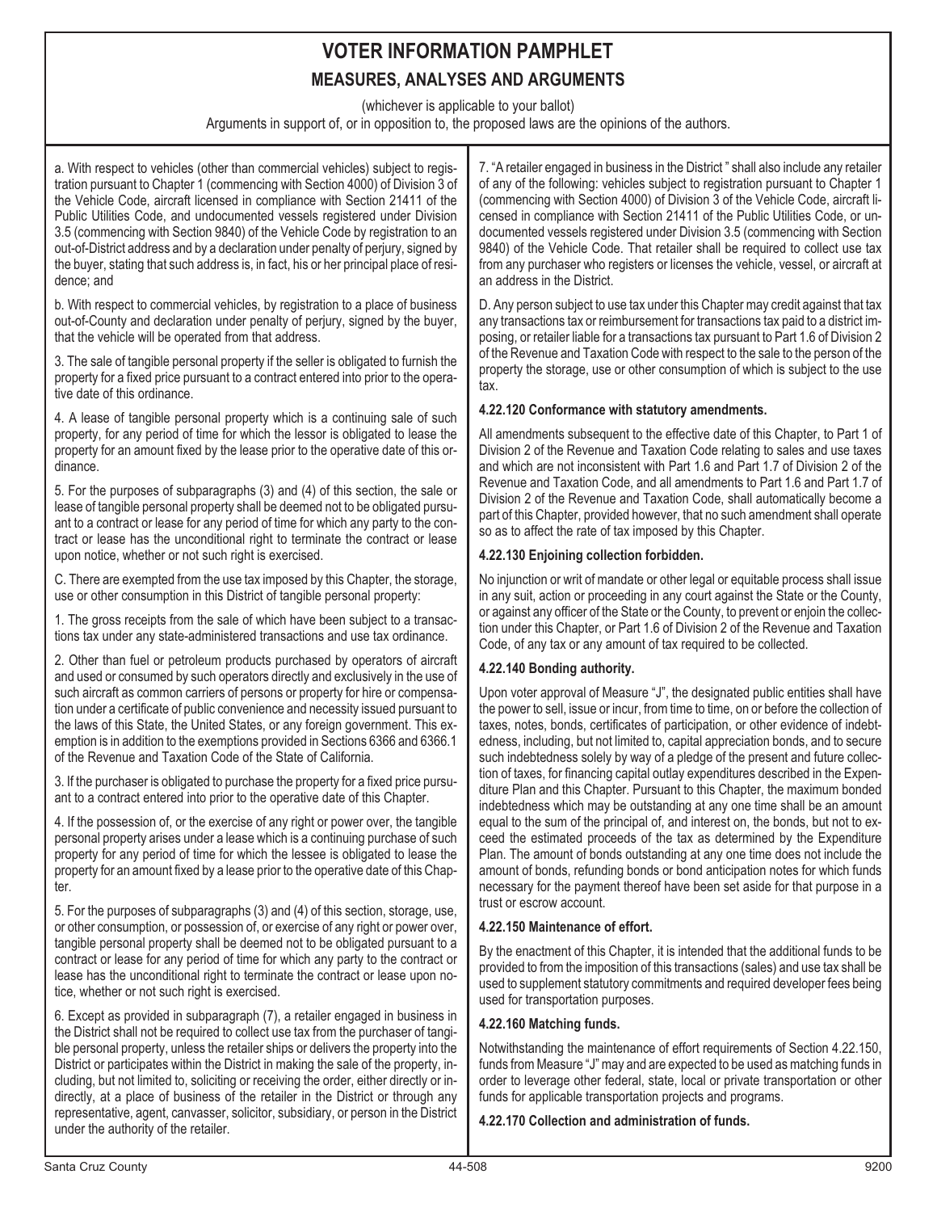# VOTER INFORMATION PAMPHLET

## MEASURES, ANALYSES AND ARGUMENTS

(whichever is applicable to your ballot)

Arguments in support of, or in opposition to, the proposed laws are the opinions of the authors.

a. With respect to vehicles (other than commercial vehicles) subject to registration pursuant to Chapter 1 (commencing with Section 4000) of Division 3 of the Vehicle Code, aircraft licensed in compliance with Section 21411 of the Public Utilities Code, and undocumented vessels registered under Division 3.5 (commencing with Section 9840) of the Vehicle Code by registration to an out-of-District address and by a declaration under penalty of perjury, signed by the buyer, stating that such address is, in fact, his or her principal place of residence; and

b. With respect to commercial vehicles, by registration to a place of business out-of-County and declaration under penalty of perjury, signed by the buyer, that the vehicle will be operated from that address.

3. The sale of tangible personal property if the seller is obligated to furnish the property for a fixed price pursuant to a contract entered into prior to the operative date of this ordinance.

4. A lease of tangible personal property which is a continuing sale of such property, for any period of time for which the lessor is obligated to lease the property for an amount fixed by the lease prior to the operative date of this ordinance.

5. For the purposes of subparagraphs (3) and (4) of this section, the sale or lease of tangible personal property shall be deemed not to be obligated pursuant to a contract or lease for any period of time for which any party to the contract or lease has the unconditional right to terminate the contract or lease upon notice, whether or not such right is exercised.

C. There are exempted from the use tax imposed by this Chapter, the storage, use or other consumption in this District of tangible personal property:

1. The gross receipts from the sale of which have been subject to a transactions tax under any state-administered transactions and use tax ordinance.

2. Other than fuel or petroleum products purchased by operators of aircraft and used or consumed by such operators directly and exclusively in the use of such aircraft as common carriers of persons or property for hire or compensation under a certificate of public convenience and necessity issued pursuant to the laws of this State, the United States, or any foreign government. This exemption is in addition to the exemptions provided in Sections 6366 and 6366.1 of the Revenue and Taxation Code of the State of California.

3. If the purchaser is obligated to purchase the property for a fixed price pursuant to a contract entered into prior to the operative date of this Chapter.

4. If the possession of, or the exercise of any right or power over, the tangible personal property arises under a lease which is a continuing purchase of such property for any period of time for which the lessee is obligated to lease the property for an amount fixed by a lease prior to the operative date of this Chapter.

5. For the purposes of subparagraphs (3) and (4) of this section, storage, use, or other consumption, or possession of, or exercise of any right or power over, tangible personal property shall be deemed not to be obligated pursuant to a contract or lease for any period of time for which any party to the contract or lease has the unconditional right to terminate the contract or lease upon notice, whether or not such right is exercised.

6. Except as provided in subparagraph (7), a retailer engaged in business in the District shall not be required to collect use tax from the purchaser of tangible personal property, unless the retailer ships or delivers the property into the District or participates within the District in making the sale of the property, including, but not limited to, soliciting or receiving the order, either directly or indirectly, at a place of business of the retailer in the District or through any representative, agent, canvasser, solicitor, subsidiary, or person in the District under the authority of the retailer.

7. "A retailer engaged in business in the District " shall also include any retailer of any of the following: vehicles subject to registration pursuant to Chapter 1 (commencing with Section 4000) of Division 3 of the Vehicle Code, aircraft licensed in compliance with Section 21411 of the Public Utilities Code, or undocumented vessels registered under Division 3.5 (commencing with Section 9840) of the Vehicle Code. That retailer shall be required to collect use tax from any purchaser who registers or licenses the vehicle, vessel, or aircraft at an address in the District.

D. Any person subject to use tax under this Chapter may credit against that tax any transactions tax or reimbursement for transactions tax paid to a district imposing, or retailer liable for a transactions tax pursuant to Part 1.6 of Division 2 of the Revenue and Taxation Code with respect to the sale to the person of the property the storage, use or other consumption of which is subject to the use tax.

**4.22.120 Conformance with statutory amendments.**

All amendments subsequent to the effective date of this Chapter, to Part 1 of Division 2 of the Revenue and Taxation Code relating to sales and use taxes and which are not inconsistent with Part 1.6 and Part 1.7 of Division 2 of the Revenue and Taxation Code, and all amendments to Part 1.6 and Part 1.7 of Division 2 of the Revenue and Taxation Code, shall automatically become a part of this Chapter, provided however, that no such amendment shall operate so as to affect the rate of tax imposed by this Chapter.

**4.22.130 Enjoining collection forbidden.**

No injunction or writ of mandate or other legal or equitable process shall issue in any suit, action or proceeding in any court against the State or the County, or against any officer of the State or the County, to prevent or enjoin the collection under this Chapter, or Part 1.6 of Division 2 of the Revenue and Taxation Code, of any tax or any amount of tax required to be collected.

**4.22.140 Bonding authority.**

Upon voter approval of Measure "J", the designated public entities shall have the power to sell, issue or incur, from time to time, on or before the collection of taxes, notes, bonds, certificates of participation, or other evidence of indebtedness, including, but not limited to, capital appreciation bonds, and to secure such indebtedness solely by way of a pledge of the present and future collection of taxes, for financing capital outlay expenditures described in the Expenditure Plan and this Chapter. Pursuant to this Chapter, the maximum bonded indebtedness which may be outstanding at any one time shall be an amount equal to the sum of the principal of, and interest on, the bonds, but not to exceed the estimated proceeds of the tax as determined by the Expenditure Plan. The amount of bonds outstanding at any one time does not include the amount of bonds, refunding bonds or bond anticipation notes for which funds necessary for the payment thereof have been set aside for that purpose in a trust or escrow account.

**4.22.150 Maintenance of effort.**

By the enactment of this Chapter, it is intended that the additional funds to be provided to from the imposition of this transactions (sales) and use tax shall be used to supplement statutory commitments and required developer fees being used for transportation purposes.

**4.22.160 Matching funds.**

Notwithstanding the maintenance of effort requirements of Section 4.22.150, funds from Measure "J" may and are expected to be used as matching funds in order to leverage other federal, state, local or private transportation or other funds for applicable transportation projects and programs.

**4.22.170 Collection and administration of funds.**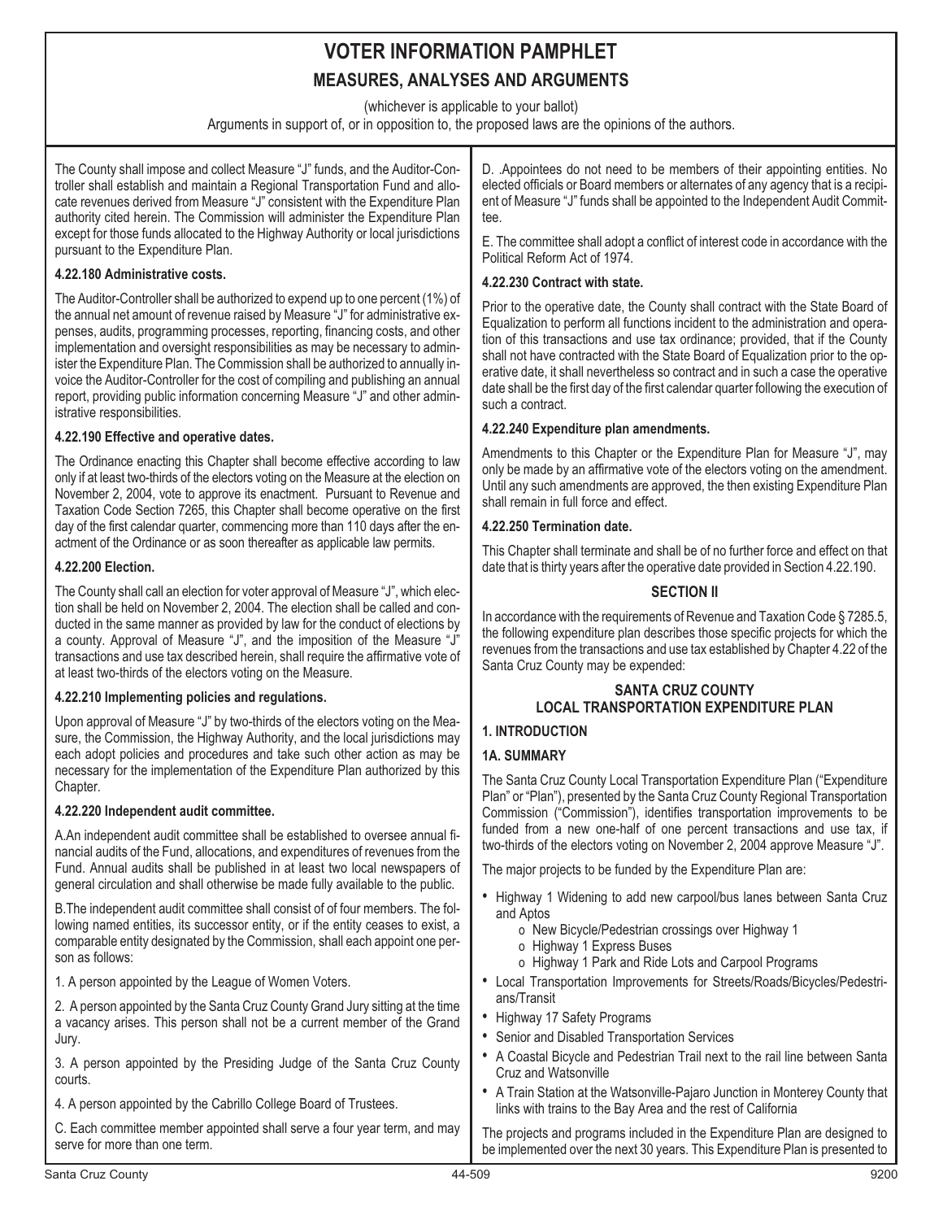# VOTER INFORMATION PAMPHLET

## MEASURES, ANALYSES AND ARGUMENTS

(whichever is applicable to your ballot)

Arguments in support of, or in opposition to, the proposed laws are the opinions of the authors.

The County shall impose and collect Measure "J" funds, and the Auditor-Controller shall establish and maintain a Regional Transportation Fund and allocate revenues derived from Measure "J" consistent with the Expenditure Plan authority cited herein. The Commission will administer the Expenditure Plan except for those funds allocated to the Highway Authority or local jurisdictions pursuant to the Expenditure Plan.

### 4.22.180 Administrative costs.

The Auditor-Controller shall be authorized to expend up to one percent (1%) of the annual net amount of revenue raised by Measure "J" for administrative expenses, audits, programming processes, reporting, financing costs, and other implementation and oversight responsibilities as may be necessary to administer the Expenditure Plan. The Commission shall be authorized to annually invoice the Auditor-Controller for the cost of compiling and publishing an annual report, providing public information concerning Measure "J" and other administrative responsibilities.

### 4.22.190 Effective and operative dates.

The Ordinance enacting this Chapter shall become effective according to law only if at least two-thirds of the electors voting on the Measure at the election on November 2, 2004, vote to approve its enactment. Pursuant to Revenue and Taxation Code Section 7265, this Chapter shall become operative on the first day of the first calendar quarter, commencing more than 110 days after the enactment of the Ordinance or as soon thereafter as applicable law permits.

### 4.22.200 Election.

The County shall call an election for voter approval of Measure "J", which election shall be held on November 2, 2004. The election shall be called and conducted in the same manner as provided by law for the conduct of elections by a county. Approval of Measure "J", and the imposition of the Measure "J" transactions and use tax described herein, shall require the affirmative vote of at least two-thirds of the electors voting on the Measure.

### 4.22.210 Implementing policies and regulations.

Upon approval of Measure "J" by two-thirds of the electors voting on the Measure, the Commission, the Highway Authority, and the local jurisdictions may each adopt policies and procedures and take such other action as may be necessary for the implementation of the Expenditure Plan authorized by this Chapter.

### 4.22.220 Independent audit committee.

A.An independent audit committee shall be established to oversee annual financial audits of the Fund, allocations, and expenditures of revenues from the Fund. Annual audits shall be published in at least two local newspapers of general circulation and shall otherwise be made fully available to the public.

B.The independent audit committee shall consist of of four members. The following named entities, its successor entity, or if the entity ceases to exist, a comparable entity designated by the Commission, shall each appoint one person as follows:

1. A person appointed by the League of Women Voters.

2. A person appointed by the Santa Cruz County Grand Jury sitting at the time a vacancy arises. This person shall not be a current member of the Grand Jury.

3. A person appointed by the Presiding Judge of the Santa Cruz County courts.

4. A person appointed by the Cabrillo College Board of Trustees.

C. Each committee member appointed shall serve a four year term, and may serve for more than one term.

D. .Appointees do not need to be members of their appointing entities. No elected officials or Board members or alternates of any agency that is a recipient of Measure "J" funds shall be appointed to the Independent Audit Committee.

E. The committee shall adopt a conflict of interest code in accordance with the Political Reform Act of 1974.

### 4.22.230 Contract with state.

Prior to the operative date, the County shall contract with the State Board of Equalization to perform all functions incident to the administration and operation of this transactions and use tax ordinance; provided, that if the County shall not have contracted with the State Board of Equalization prior to the operative date, it shall nevertheless so contract and in such a case the operative date shall be the first day of the first calendar quarter following the execution of such a contract.

### 4.22.240 Expenditure plan amendments.

Amendments to this Chapter or the Expenditure Plan for Measure "J", may only be made by an affirmative vote of the electors voting on the amendment. Until any such amendments are approved, the then existing Expenditure Plan shall remain in full force and effect.

### 4.22.250 Termination date.

This Chapter shall terminate and shall be of no further force and effect on that date that is thirty years after the operative date provided in Section 4.22.190.

## SECTION II

In accordance with the requirements of Revenue and Taxation Code § 7285.5, the following expenditure plan describes those specific projects for which the revenues from the transactions and use tax established by Chapter 4.22 of the Santa Cruz County may be expended:

## SANTA CRUZ COUNTY LOCAL TRANSPORTATION EXPENDITURE PLAN

### 1. INTRODUCTION

### 1A. SUMMARY

The Santa Cruz County Local Transportation Expenditure Plan ("Expenditure Plan" or "Plan"), presented by the Santa Cruz County Regional Transportation Commission ("Commission"), identifies transportation improvements to be funded from a new one-half of one percent transactions and use tax, if two-thirds of the electors voting on November 2, 2004 approve Measure "J".

The major projects to be funded by the Expenditure Plan are:

- Highway 1 Widening to add new carpool/bus lanes between Santa Cruz and Aptos
  - New Bicycle/Pedestrian crossings over Highway 1
  - Highway 1 Express Buses
  - Highway 1 Park and Ride Lots and Carpool Programs
- Local Transportation Improvements for Streets/Roads/Bicycles/Pedestrians/Transit
- Highway 17 Safety Programs
- Senior and Disabled Transportation Services
- A Coastal Bicycle and Pedestrian Trail next to the rail line between Santa Cruz and Watsonville
- A Train Station at the Watsonville-Pajaro Junction in Monterey County that links with trains to the Bay Area and the rest of California

The projects and programs included in the Expenditure Plan are designed to be implemented over the next 30 years. This Expenditure Plan is presented to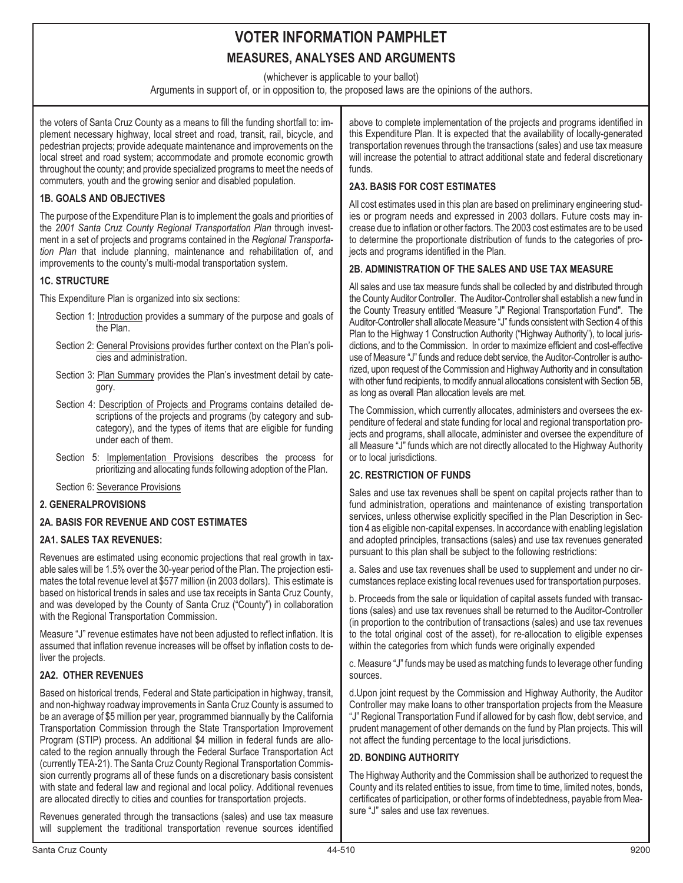the voters of Santa Cruz County as a means to fill the funding shortfall to: implement necessary highway, local street and road, transit, rail, bicycle, and pedestrian projects; provide adequate maintenance and improvements on the local street and road system; accommodate and promote economic growth throughout the county; and provide specialized programs to meet the needs of commuters, youth and the growing senior and disabled population.

### 1B. GOALS AND OBJECTIVES

The purpose of the Expenditure Plan is to implement the goals and priorities of the *2001 Santa Cruz County Regional Transportation Plan* through investment in a set of projects and programs contained in the *Regional Transportation Plan* that include planning, maintenance and rehabilitation of, and improvements to the county's multi-modal transportation system.

### 1C. STRUCTURE

This Expenditure Plan is organized into six sections:

- Section 1: Introduction provides a summary of the purpose and goals of the Plan.
- Section 2: General Provisions provides further context on the Plan's policies and administration.
- Section 3: Plan Summary provides the Plan's investment detail by category.
- Section 4: Description of Projects and Programs contains detailed descriptions of the projects and programs (by category and subcategory), and the types of items that are eligible for funding under each of them.
- Section 5: Implementation Provisions describes the process for prioritizing and allocating funds following adoption of the Plan.
- Section 6: Severance Provisions

## 2. GENERALPROVISIONS

### 2A. BASIS FOR REVENUE AND COST ESTIMATES

### 2A1. SALES TAX REVENUES:

Revenues are estimated using economic projections that real growth in taxable sales will be 1.5% over the 30-year period of the Plan. The projection estimates the total revenue level at $577 million (in 2003 dollars). This estimate is based on historical trends in sales and use tax receipts in Santa Cruz County, and was developed by the County of Santa Cruz ("County") in collaboration with the Regional Transportation Commission.

Measure "J" revenue estimates have not been adjusted to reflect inflation. It is assumed that inflation revenue increases will be offset by inflation costs to deliver the projects.

### 2A2. OTHER REVENUES

Based on historical trends, Federal and State participation in highway, transit, and non-highway roadway improvements in Santa Cruz County is assumed to be an average of $5 million per year, programmed biannually by the California Transportation Commission through the State Transportation Improvement Program (STIP) process. An additional $4 million in federal funds are allocated to the region annually through the Federal Surface Transportation Act (currently TEA-21). The Santa Cruz County Regional Transportation Commission currently programs all of these funds on a discretionary basis consistent with state and federal law and regional and local policy. Additional revenues are allocated directly to cities and counties for transportation projects.

Revenues generated through the transactions (sales) and use tax measure will supplement the traditional transportation revenue sources identified above to complete implementation of the projects and programs identified in this Expenditure Plan. It is expected that the availability of locally-generated transportation revenues through the transactions (sales) and use tax measure will increase the potential to attract additional state and federal discretionary funds.

### 2A3. BASIS FOR COST ESTIMATES

All cost estimates used in this plan are based on preliminary engineering studies or program needs and expressed in 2003 dollars. Future costs may increase due to inflation or other factors. The 2003 cost estimates are to be used to determine the proportionate distribution of funds to the categories of projects and programs identified in the Plan.

### 2B. ADMINISTRATION OF THE SALES AND USE TAX MEASURE

All sales and use tax measure funds shall be collected by and distributed through the County Auditor Controller. The Auditor-Controller shall establish a new fund in the County Treasury entitled "Measure "J" Regional Transportation Fund". The Auditor-Controller shall allocate Measure "J" funds consistent with Section 4 of this Plan to the Highway 1 Construction Authority ("Highway Authority"), to local jurisdictions, and to the Commission. In order to maximize efficient and cost-effective use of Measure "J" funds and reduce debt service, the Auditor-Controller is authorized, upon request of the Commission and Highway Authority and in consultation with other fund recipients, to modify annual allocations consistent with Section 5B, as long as overall Plan allocation levels are met.

The Commission, which currently allocates, administers and oversees the expenditure of federal and state funding for local and regional transportation projects and programs, shall allocate, administer and oversee the expenditure of all Measure "J" funds which are not directly allocated to the Highway Authority or to local jurisdictions.

### 2C. RESTRICTION OF FUNDS

Sales and use tax revenues shall be spent on capital projects rather than to fund administration, operations and maintenance of existing transportation services, unless otherwise explicitly specified in the Plan Description in Section 4 as eligible non-capital expenses. In accordance with enabling legislation and adopted principles, transactions (sales) and use tax revenues generated pursuant to this plan shall be subject to the following restrictions:

a. Sales and use tax revenues shall be used to supplement and under no circumstances replace existing local revenues used for transportation purposes.

b. Proceeds from the sale or liquidation of capital assets funded with transactions (sales) and use tax revenues shall be returned to the Auditor-Controller (in proportion to the contribution of transactions (sales) and use tax revenues to the total original cost of the asset), for re-allocation to eligible expenses within the categories from which funds were originally expended

c. Measure "J" funds may be used as matching funds to leverage other funding sources.

d.Upon joint request by the Commission and Highway Authority, the Auditor Controller may make loans to other transportation projects from the Measure "J" Regional Transportation Fund if allowed for by cash flow, debt service, and prudent management of other demands on the fund by Plan projects. This will not affect the funding percentage to the local jurisdictions.

### 2D. BONDING AUTHORITY

The Highway Authority and the Commission shall be authorized to request the County and its related entities to issue, from time to time, limited notes, bonds, certificates of participation, or other forms of indebtedness, payable from Measure "J" sales and use tax revenues.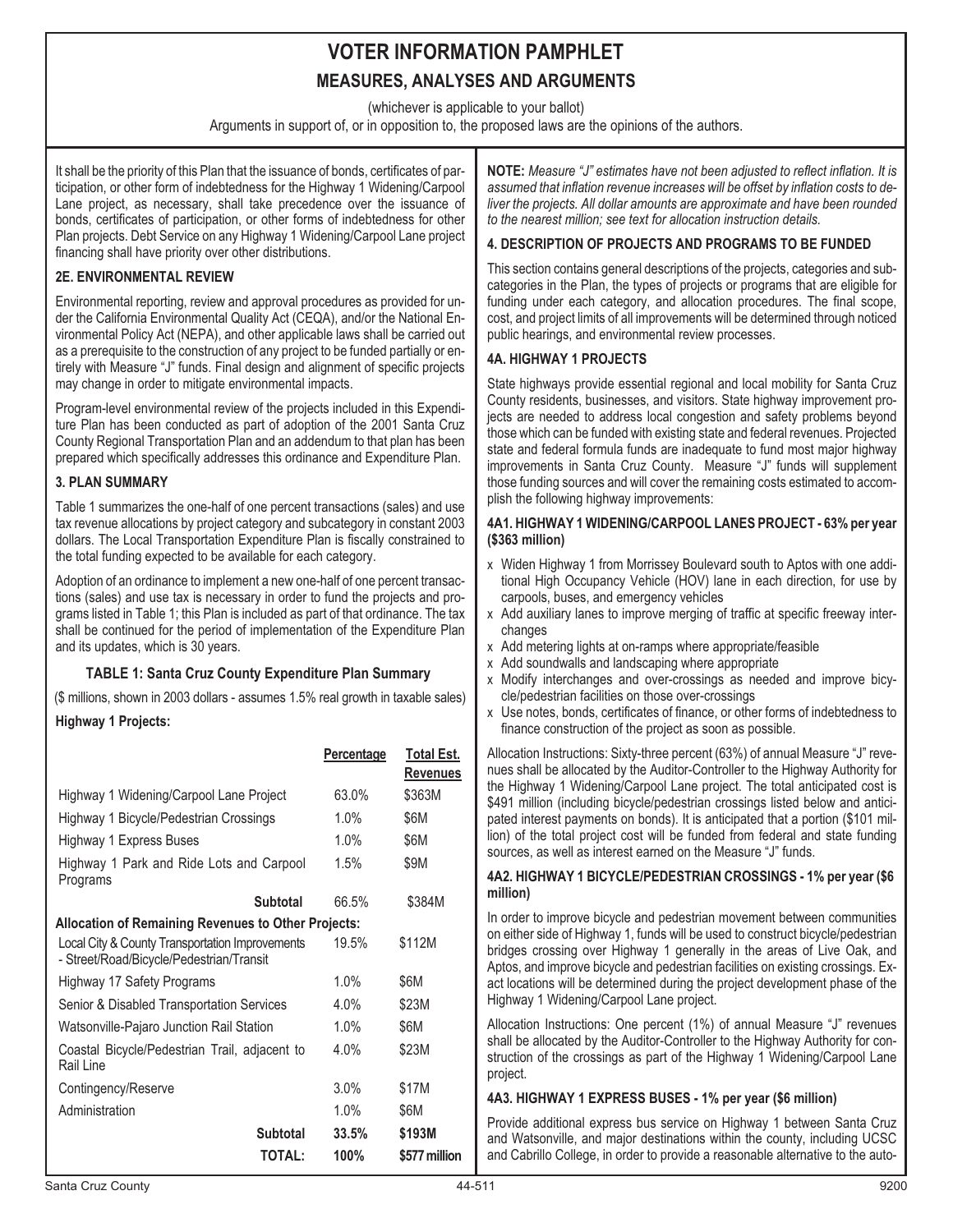# VOTER INFORMATION PAMPHLET

## MEASURES, ANALYSES AND ARGUMENTS

(whichever is applicable to your ballot)

Arguments in support of, or in opposition to, the proposed laws are the opinions of the authors.

It shall be the priority of this Plan that the issuance of bonds, certificates of participation, or other form of indebtedness for the Highway 1 Widening/Carpool Lane project, as necessary, shall take precedence over the issuance of bonds, certificates of participation, or other forms of indebtedness for other Plan projects. Debt Service on any Highway 1 Widening/Carpool Lane project financing shall have priority over other distributions.

### 2E. ENVIRONMENTAL REVIEW

Environmental reporting, review and approval procedures as provided for under the California Environmental Quality Act (CEQA), and/or the National Environmental Policy Act (NEPA), and other applicable laws shall be carried out as a prerequisite to the construction of any project to be funded partially or entirely with Measure "J" funds. Final design and alignment of specific projects may change in order to mitigate environmental impacts.

Program-level environmental review of the projects included in this Expenditure Plan has been conducted as part of adoption of the 2001 Santa Cruz County Regional Transportation Plan and an addendum to that plan has been prepared which specifically addresses this ordinance and Expenditure Plan.

### 3. PLAN SUMMARY

Table 1 summarizes the one-half of one percent transactions (sales) and use tax revenue allocations by project category and subcategory in constant 2003 dollars. The Local Transportation Expenditure Plan is fiscally constrained to the total funding expected to be available for each category.

Adoption of an ordinance to implement a new one-half of one percent transactions (sales) and use tax is necessary in order to fund the projects and programs listed in Table 1; this Plan is included as part of that ordinance. The tax shall be continued for the period of implementation of the Expenditure Plan and its updates, which is 30 years.

**TABLE 1: Santa Cruz County Expenditure Plan Summary**

($ millions, shown in 2003 dollars - assumes 1.5% real growth in taxable sales)

**Highway 1 Projects:**

| | Percentage | Total Est. Revenues |
|---|---|---|
| Highway 1 Widening/Carpool Lane Project | 63.0% | $363M |
| Highway 1 Bicycle/Pedestrian Crossings | 1.0% | $6M |
| Highway 1 Express Buses | 1.0% | $6M |
| Highway 1 Park and Ride Lots and Carpool Programs | 1.5% | $9M |
| **Subtotal** | 66.5% | $384M |
| **Allocation of Remaining Revenues to Other Projects:** | | |
| Local City & County Transportation Improvements - Street/Road/Bicycle/Pedestrian/Transit | 19.5% | $112M |
| Highway 17 Safety Programs | 1.0% | $6M |
| Senior & Disabled Transportation Services | 4.0% | $23M |
| Watsonville-Pajaro Junction Rail Station | 1.0% | $6M |
| Coastal Bicycle/Pedestrian Trail, adjacent to Rail Line | 4.0% | $23M |
| Contingency/Reserve | 3.0% | $17M |
| Administration | 1.0% | $6M |
| **Subtotal** | **33.5%** | **$193M** |
| **TOTAL:** | **100%** | **$577 million** |

**NOTE:** *Measure "J" estimates have not been adjusted to reflect inflation. It is assumed that inflation revenue increases will be offset by inflation costs to deliver the projects. All dollar amounts are approximate and have been rounded to the nearest million; see text for allocation instruction details.*

### 4. DESCRIPTION OF PROJECTS AND PROGRAMS TO BE FUNDED

This section contains general descriptions of the projects, categories and subcategories in the Plan, the types of projects or programs that are eligible for funding under each category, and allocation procedures. The final scope, cost, and project limits of all improvements will be determined through noticed public hearings, and environmental review processes.

### 4A. HIGHWAY 1 PROJECTS

State highways provide essential regional and local mobility for Santa Cruz County residents, businesses, and visitors. State highway improvement projects are needed to address local congestion and safety problems beyond those which can be funded with existing state and federal revenues. Projected state and federal formula funds are inadequate to fund most major highway improvements in Santa Cruz County. Measure "J" funds will supplement those funding sources and will cover the remaining costs estimated to accomplish the following highway improvements:

#### 4A1. HIGHWAY 1 WIDENING/CARPOOL LANES PROJECT - 63% per year ($363 million)

- Widen Highway 1 from Morrissey Boulevard south to Aptos with one additional High Occupancy Vehicle (HOV) lane in each direction, for use by carpools, buses, and emergency vehicles
- Add auxiliary lanes to improve merging of traffic at specific freeway interchanges
- Add metering lights at on-ramps where appropriate/feasible
- Add soundwalls and landscaping where appropriate
- Modify interchanges and over-crossings as needed and improve bicycle/pedestrian facilities on those over-crossings
- Use notes, bonds, certificates of finance, or other forms of indebtedness to finance construction of the project as soon as possible.

Allocation Instructions: Sixty-three percent (63%) of annual Measure "J" revenues shall be allocated by the Auditor-Controller to the Highway Authority for the Highway 1 Widening/Carpool Lane project. The total anticipated cost is $491 million (including bicycle/pedestrian crossings listed below and anticipated interest payments on bonds). It is anticipated that a portion ($101 million) of the total project cost will be funded from federal and state funding sources, as well as interest earned on the Measure "J" funds.

#### 4A2. HIGHWAY 1 BICYCLE/PEDESTRIAN CROSSINGS - 1% per year ($6 million)

In order to improve bicycle and pedestrian movement between communities on either side of Highway 1, funds will be used to construct bicycle/pedestrian bridges crossing over Highway 1 generally in the areas of Live Oak, and Aptos, and improve bicycle and pedestrian facilities on existing crossings. Exact locations will be determined during the project development phase of the Highway 1 Widening/Carpool Lane project.

Allocation Instructions: One percent (1%) of annual Measure "J" revenues shall be allocated by the Auditor-Controller to the Highway Authority for construction of the crossings as part of the Highway 1 Widening/Carpool Lane project.

#### 4A3. HIGHWAY 1 EXPRESS BUSES - 1% per year ($6 million)

Provide additional express bus service on Highway 1 between Santa Cruz and Watsonville, and major destinations within the county, including UCSC and Cabrillo College, in order to provide a reasonable alternative to the auto-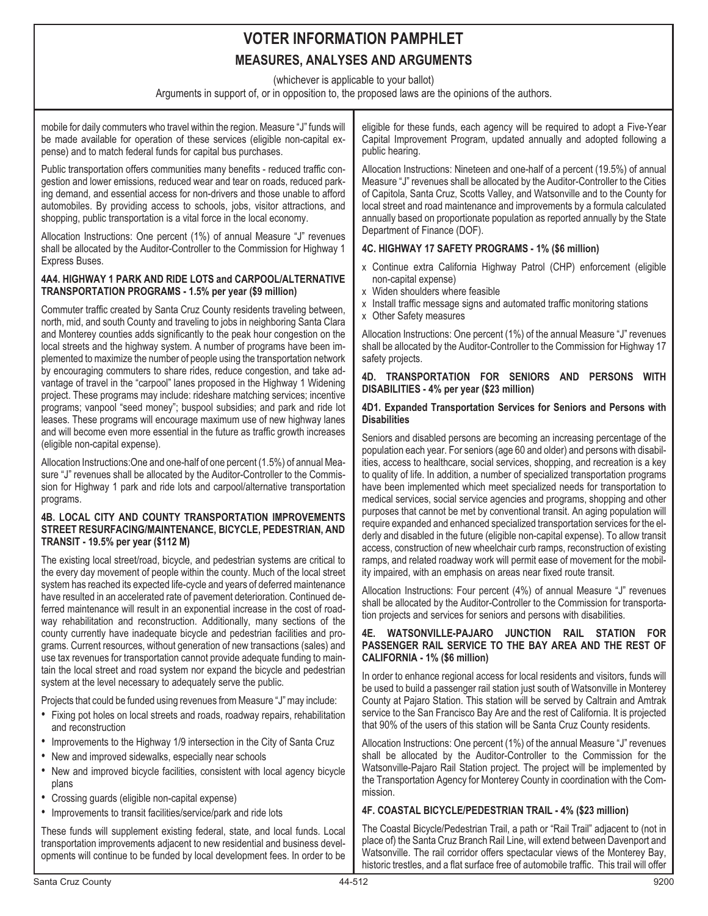mobile for daily commuters who travel within the region. Measure "J" funds will be made available for operation of these services (eligible non-capital expense) and to match federal funds for capital bus purchases.

Public transportation offers communities many benefits - reduced traffic congestion and lower emissions, reduced wear and tear on roads, reduced parking demand, and essential access for non-drivers and those unable to afford automobiles. By providing access to schools, jobs, visitor attractions, and shopping, public transportation is a vital force in the local economy.

Allocation Instructions: One percent (1%) of annual Measure "J" revenues shall be allocated by the Auditor-Controller to the Commission for Highway 1 Express Buses.

#### 4A4. HIGHWAY 1 PARK AND RIDE LOTS and CARPOOL/ALTERNATIVE TRANSPORTATION PROGRAMS - 1.5% per year ($9 million)

Commuter traffic created by Santa Cruz County residents traveling between, north, mid, and south County and traveling to jobs in neighboring Santa Clara and Monterey counties adds significantly to the peak hour congestion on the local streets and the highway system. A number of programs have been implemented to maximize the number of people using the transportation network by encouraging commuters to share rides, reduce congestion, and take advantage of travel in the "carpool" lanes proposed in the Highway 1 Widening project. These programs may include: rideshare matching services; incentive programs; vanpool "seed money"; buspool subsidies; and park and ride lot leases. These programs will encourage maximum use of new highway lanes and will become even more essential in the future as traffic growth increases (eligible non-capital expense).

Allocation Instructions:One and one-half of one percent (1.5%) of annual Measure "J" revenues shall be allocated by the Auditor-Controller to the Commission for Highway 1 park and ride lots and carpool/alternative transportation programs.

#### 4B. LOCAL CITY AND COUNTY TRANSPORTATION IMPROVEMENTS STREET RESURFACING/MAINTENANCE, BICYCLE, PEDESTRIAN, AND TRANSIT - 19.5% per year ($112 M)

The existing local street/road, bicycle, and pedestrian systems are critical to the every day movement of people within the county. Much of the local street system has reached its expected life-cycle and years of deferred maintenance have resulted in an accelerated rate of pavement deterioration. Continued deferred maintenance will result in an exponential increase in the cost of roadway rehabilitation and reconstruction. Additionally, many sections of the county currently have inadequate bicycle and pedestrian facilities and programs. Current resources, without generation of new transactions (sales) and use tax revenues for transportation cannot provide adequate funding to maintain the local street and road system nor expand the bicycle and pedestrian system at the level necessary to adequately serve the public.

Projects that could be funded using revenues from Measure "J" may include:

- Fixing pot holes on local streets and roads, roadway repairs, rehabilitation and reconstruction
- Improvements to the Highway 1/9 intersection in the City of Santa Cruz
- New and improved sidewalks, especially near schools
- New and improved bicycle facilities, consistent with local agency bicycle plans
- Crossing guards (eligible non-capital expense)
- Improvements to transit facilities/service/park and ride lots

These funds will supplement existing federal, state, and local funds. Local transportation improvements adjacent to new residential and business developments will continue to be funded by local development fees. In order to be eligible for these funds, each agency will be required to adopt a Five-Year Capital Improvement Program, updated annually and adopted following a public hearing.

Allocation Instructions: Nineteen and one-half of a percent (19.5%) of annual Measure "J" revenues shall be allocated by the Auditor-Controller to the Cities of Capitola, Santa Cruz, Scotts Valley, and Watsonville and to the County for local street and road maintenance and improvements by a formula calculated annually based on proportionate population as reported annually by the State Department of Finance (DOF).

#### 4C. HIGHWAY 17 SAFETY PROGRAMS - 1% ($6 million)

- Continue extra California Highway Patrol (CHP) enforcement (eligible non-capital expense)
- Widen shoulders where feasible
- Install traffic message signs and automated traffic monitoring stations
- Other Safety measures

Allocation Instructions: One percent (1%) of the annual Measure "J" revenues shall be allocated by the Auditor-Controller to the Commission for Highway 17 safety projects.

#### 4D. TRANSPORTATION FOR SENIORS AND PERSONS WITH DISABILITIES - 4% per year ($23 million)

#### 4D1. Expanded Transportation Services for Seniors and Persons with Disabilities

Seniors and disabled persons are becoming an increasing percentage of the population each year. For seniors (age 60 and older) and persons with disabilities, access to healthcare, social services, shopping, and recreation is a key to quality of life. In addition, a number of specialized transportation programs have been implemented which meet specialized needs for transportation to medical services, social service agencies and programs, shopping and other purposes that cannot be met by conventional transit. An aging population will require expanded and enhanced specialized transportation services for the elderly and disabled in the future (eligible non-capital expense). To allow transit access, construction of new wheelchair curb ramps, reconstruction of existing ramps, and related roadway work will permit ease of movement for the mobility impaired, with an emphasis on areas near fixed route transit.

Allocation Instructions: Four percent (4%) of annual Measure "J" revenues shall be allocated by the Auditor-Controller to the Commission for transportation projects and services for seniors and persons with disabilities.

#### 4E. WATSONVILLE-PAJARO JUNCTION RAIL STATION FOR PASSENGER RAIL SERVICE TO THE BAY AREA AND THE REST OF CALIFORNIA - 1% ($6 million)

In order to enhance regional access for local residents and visitors, funds will be used to build a passenger rail station just south of Watsonville in Monterey County at Pajaro Station. This station will be served by Caltrain and Amtrak service to the San Francisco Bay Are and the rest of California. It is projected that 90% of the users of this station will be Santa Cruz County residents.

Allocation Instructions: One percent (1%) of the annual Measure "J" revenues shall be allocated by the Auditor-Controller to the Commission for the Watsonville-Pajaro Rail Station project. The project will be implemented by the Transportation Agency for Monterey County in coordination with the Commission.

#### 4F. COASTAL BICYCLE/PEDESTRIAN TRAIL - 4% ($23 million)

The Coastal Bicycle/Pedestrian Trail, a path or "Rail Trail" adjacent to (not in place of) the Santa Cruz Branch Rail Line, will extend between Davenport and Watsonville. The rail corridor offers spectacular views of the Monterey Bay, historic trestles, and a flat surface free of automobile traffic. This trail will offer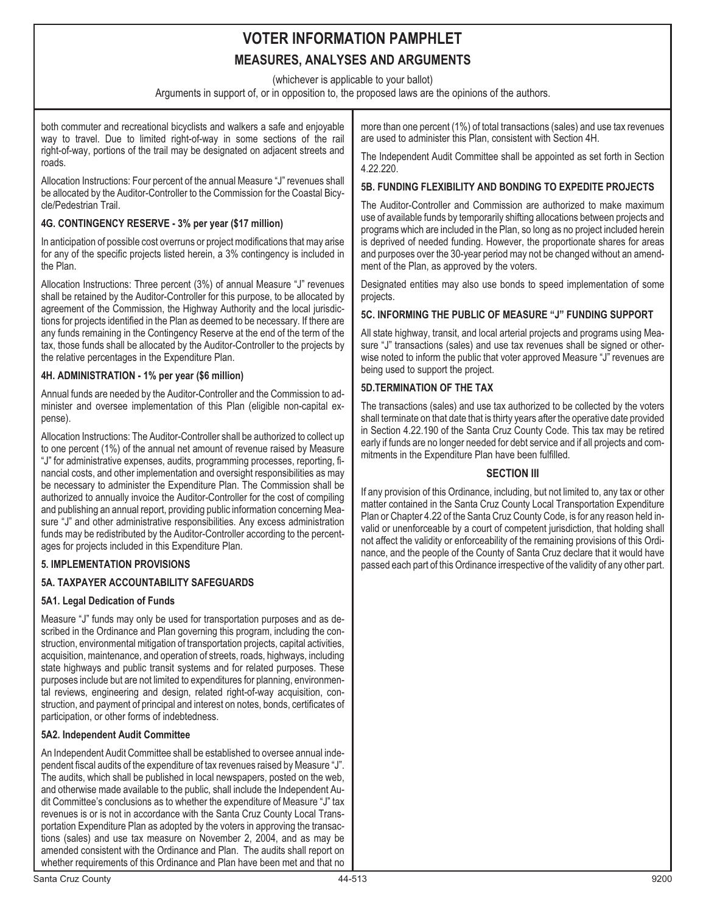both commuter and recreational bicyclists and walkers a safe and enjoyable way to travel. Due to limited right-of-way in some sections of the rail right-of-way, portions of the trail may be designated on adjacent streets and roads.

Allocation Instructions: Four percent of the annual Measure "J" revenues shall be allocated by the Auditor-Controller to the Commission for the Coastal Bicycle/Pedestrian Trail.

#### 4G. CONTINGENCY RESERVE - 3% per year ($17 million)

In anticipation of possible cost overruns or project modifications that may arise for any of the specific projects listed herein, a 3% contingency is included in the Plan.

Allocation Instructions: Three percent (3%) of annual Measure "J" revenues shall be retained by the Auditor-Controller for this purpose, to be allocated by agreement of the Commission, the Highway Authority and the local jurisdictions for projects identified in the Plan as deemed to be necessary. If there are any funds remaining in the Contingency Reserve at the end of the term of the tax, those funds shall be allocated by the Auditor-Controller to the projects by the relative percentages in the Expenditure Plan.

#### 4H. ADMINISTRATION - 1% per year ($6 million)

Annual funds are needed by the Auditor-Controller and the Commission to administer and oversee implementation of this Plan (eligible non-capital expense).

Allocation Instructions: The Auditor-Controller shall be authorized to collect up to one percent (1%) of the annual net amount of revenue raised by Measure "J" for administrative expenses, audits, programming processes, reporting, financial costs, and other implementation and oversight responsibilities as may be necessary to administer the Expenditure Plan. The Commission shall be authorized to annually invoice the Auditor-Controller for the cost of compiling and publishing an annual report, providing public information concerning Measure "J" and other administrative responsibilities. Any excess administration funds may be redistributed by the Auditor-Controller according to the percentages for projects included in this Expenditure Plan.

### 5. IMPLEMENTATION PROVISIONS

### 5A. TAXPAYER ACCOUNTABILITY SAFEGUARDS

#### 5A1. Legal Dedication of Funds

Measure "J" funds may only be used for transportation purposes and as described in the Ordinance and Plan governing this program, including the construction, environmental mitigation of transportation projects, capital activities, acquisition, maintenance, and operation of streets, roads, highways, including state highways and public transit systems and for related purposes. These purposes include but are not limited to expenditures for planning, environmental reviews, engineering and design, related right-of-way acquisition, construction, and payment of principal and interest on notes, bonds, certificates of participation, or other forms of indebtedness.

#### 5A2. Independent Audit Committee

An Independent Audit Committee shall be established to oversee annual independent fiscal audits of the expenditure of tax revenues raised by Measure "J". The audits, which shall be published in local newspapers, posted on the web, and otherwise made available to the public, shall include the Independent Audit Committee's conclusions as to whether the expenditure of Measure "J" tax revenues is or is not in accordance with the Santa Cruz County Local Transportation Expenditure Plan as adopted by the voters in approving the transactions (sales) and use tax measure on November 2, 2004, and as may be amended consistent with the Ordinance and Plan. The audits shall report on whether requirements of this Ordinance and Plan have been met and that no more than one percent (1%) of total transactions (sales) and use tax revenues are used to administer this Plan, consistent with Section 4H.

The Independent Audit Committee shall be appointed as set forth in Section 4.22.220.

### 5B. FUNDING FLEXIBILITY AND BONDING TO EXPEDITE PROJECTS

The Auditor-Controller and Commission are authorized to make maximum use of available funds by temporarily shifting allocations between projects and programs which are included in the Plan, so long as no project included herein is deprived of needed funding. However, the proportionate shares for areas and purposes over the 30-year period may not be changed without an amendment of the Plan, as approved by the voters.

Designated entities may also use bonds to speed implementation of some projects.

### 5C. INFORMING THE PUBLIC OF MEASURE "J" FUNDING SUPPORT

All state highway, transit, and local arterial projects and programs using Measure "J" transactions (sales) and use tax revenues shall be signed or otherwise noted to inform the public that voter approved Measure "J" revenues are being used to support the project.

### 5D.TERMINATION OF THE TAX

The transactions (sales) and use tax authorized to be collected by the voters shall terminate on that date that is thirty years after the operative date provided in Section 4.22.190 of the Santa Cruz County Code. This tax may be retired early if funds are no longer needed for debt service and if all projects and commitments in the Expenditure Plan have been fulfilled.

## SECTION III

If any provision of this Ordinance, including, but not limited to, any tax or other matter contained in the Santa Cruz County Local Transportation Expenditure Plan or Chapter 4.22 of the Santa Cruz County Code, is for any reason held invalid or unenforceable by a court of competent jurisdiction, that holding shall not affect the validity or enforceability of the remaining provisions of this Ordinance, and the people of the County of Santa Cruz declare that it would have passed each part of this Ordinance irrespective of the validity of any other part.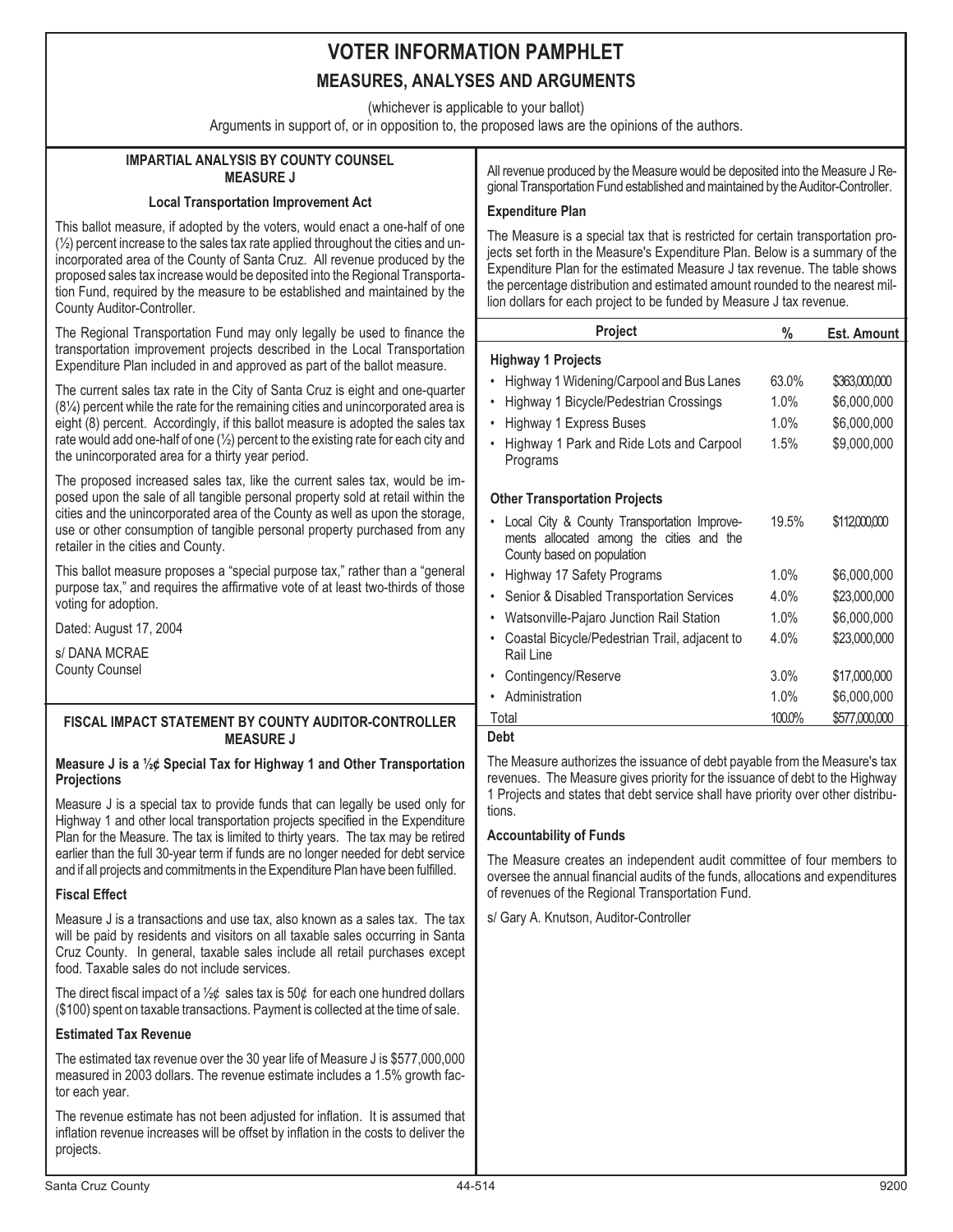# VOTER INFORMATION PAMPHLET

## MEASURES, ANALYSES AND ARGUMENTS

(whichever is applicable to your ballot)

Arguments in support of, or in opposition to, the proposed laws are the opinions of the authors.

### IMPARTIAL ANALYSIS BY COUNTY COUNSEL MEASURE J

**Local Transportation Improvement Act**

This ballot measure, if adopted by the voters, would enact a one-half of one (½) percent increase to the sales tax rate applied throughout the cities and unincorporated area of the County of Santa Cruz. All revenue produced by the proposed sales tax increase would be deposited into the Regional Transportation Fund, required by the measure to be established and maintained by the County Auditor-Controller.

The Regional Transportation Fund may only legally be used to finance the transportation improvement projects described in the Local Transportation Expenditure Plan included in and approved as part of the ballot measure.

The current sales tax rate in the City of Santa Cruz is eight and one-quarter (8¼) percent while the rate for the remaining cities and unincorporated area is eight (8) percent. Accordingly, if this ballot measure is adopted the sales tax rate would add one-half of one (½) percent to the existing rate for each city and the unincorporated area for a thirty year period.

The proposed increased sales tax, like the current sales tax, would be imposed upon the sale of all tangible personal property sold at retail within the cities and the unincorporated area of the County as well as upon the storage, use or other consumption of tangible personal property purchased from any retailer in the cities and County.

This ballot measure proposes a "special purpose tax," rather than a "general purpose tax," and requires the affirmative vote of at least two-thirds of those voting for adoption.

Dated: August 17, 2004

s/ DANA MCRAE
County Counsel

### FISCAL IMPACT STATEMENT BY COUNTY AUDITOR-CONTROLLER MEASURE J

**Measure J is a ½¢ Special Tax for Highway 1 and Other Transportation Projections**

Measure J is a special tax to provide funds that can legally be used only for Highway 1 and other local transportation projects specified in the Expenditure Plan for the Measure. The tax is limited to thirty years. The tax may be retired earlier than the full 30-year term if funds are no longer needed for debt service and if all projects and commitments in the Expenditure Plan have been fulfilled.

**Fiscal Effect**

Measure J is a transactions and use tax, also known as a sales tax. The tax will be paid by residents and visitors on all taxable sales occurring in Santa Cruz County. In general, taxable sales include all retail purchases except food. Taxable sales do not include services.

The direct fiscal impact of a ½¢ sales tax is 50¢ for each one hundred dollars ($100) spent on taxable transactions. Payment is collected at the time of sale.

**Estimated Tax Revenue**

The estimated tax revenue over the 30 year life of Measure J is $577,000,000 measured in 2003 dollars. The revenue estimate includes a 1.5% growth factor each year.

The revenue estimate has not been adjusted for inflation. It is assumed that inflation revenue increases will be offset by inflation in the costs to deliver the projects.

All revenue produced by the Measure would be deposited into the Measure J Regional Transportation Fund established and maintained by the Auditor-Controller.

**Expenditure Plan**

The Measure is a special tax that is restricted for certain transportation projects set forth in the Measure's Expenditure Plan. Below is a summary of the Expenditure Plan for the estimated Measure J tax revenue. The table shows the percentage distribution and estimated amount rounded to the nearest million dollars for each project to be funded by Measure J tax revenue.

| Project | % | Est. Amount |
|---|---|---|
| **Highway 1 Projects** | | |
| • Highway 1 Widening/Carpool and Bus Lanes | 63.0% | $363,000,000 |
| • Highway 1 Bicycle/Pedestrian Crossings | 1.0% | $6,000,000 |
| • Highway 1 Express Buses | 1.0% | $6,000,000 |
| • Highway 1 Park and Ride Lots and Carpool Programs | 1.5% | $9,000,000 |
| **Other Transportation Projects** | | |
| • Local City & County Transportation Improvements allocated among the cities and the County based on population | 19.5% | $112,000,000 |
| • Highway 17 Safety Programs | 1.0% | $6,000,000 |
| • Senior & Disabled Transportation Services | 4.0% | $23,000,000 |
| • Watsonville-Pajaro Junction Rail Station | 1.0% | $6,000,000 |
| • Coastal Bicycle/Pedestrian Trail, adjacent to Rail Line | 4.0% | $23,000,000 |
| • Contingency/Reserve | 3.0% | $17,000,000 |
| • Administration | 1.0% | $6,000,000 |
| Total | 100.0% | $577,000,000 |

**Debt**

The Measure authorizes the issuance of debt payable from the Measure's tax revenues. The Measure gives priority for the issuance of debt to the Highway 1 Projects and states that debt service shall have priority over other distributions.

**Accountability of Funds**

The Measure creates an independent audit committee of four members to oversee the annual financial audits of the funds, allocations and expenditures of revenues of the Regional Transportation Fund.

s/ Gary A. Knutson, Auditor-Controller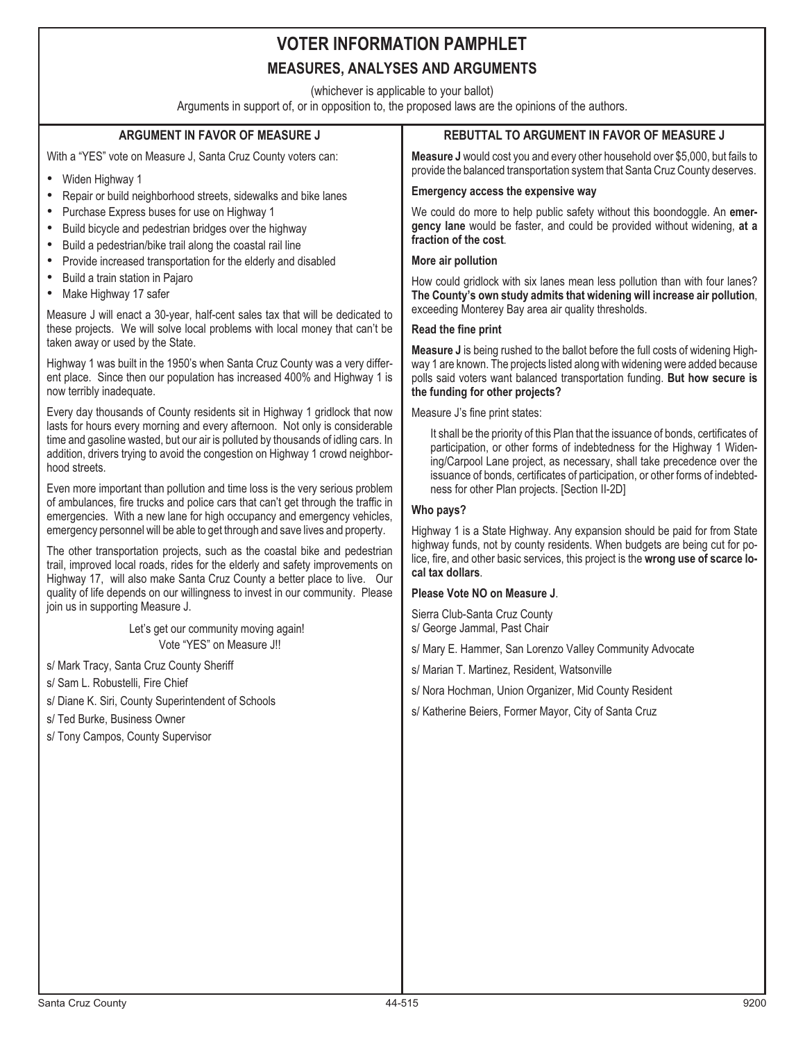# VOTER INFORMATION PAMPHLET

## MEASURES, ANALYSES AND ARGUMENTS

(whichever is applicable to your ballot)

Arguments in support of, or in opposition to, the proposed laws are the opinions of the authors.

### ARGUMENT IN FAVOR OF MEASURE J

With a "YES" vote on Measure J, Santa Cruz County voters can:

- Widen Highway 1
- Repair or build neighborhood streets, sidewalks and bike lanes
- Purchase Express buses for use on Highway 1
- Build bicycle and pedestrian bridges over the highway
- Build a pedestrian/bike trail along the coastal rail line
- Provide increased transportation for the elderly and disabled
- Build a train station in Pajaro
- Make Highway 17 safer

Measure J will enact a 30-year, half-cent sales tax that will be dedicated to these projects. We will solve local problems with local money that can't be taken away or used by the State.

Highway 1 was built in the 1950's when Santa Cruz County was a very different place. Since then our population has increased 400% and Highway 1 is now terribly inadequate.

Every day thousands of County residents sit in Highway 1 gridlock that now lasts for hours every morning and every afternoon. Not only is considerable time and gasoline wasted, but our air is polluted by thousands of idling cars. In addition, drivers trying to avoid the congestion on Highway 1 crowd neighborhood streets.

Even more important than pollution and time loss is the very serious problem of ambulances, fire trucks and police cars that can't get through the traffic in emergencies. With a new lane for high occupancy and emergency vehicles, emergency personnel will be able to get through and save lives and property.

The other transportation projects, such as the coastal bike and pedestrian trail, improved local roads, rides for the elderly and safety improvements on Highway 17, will also make Santa Cruz County a better place to live. Our quality of life depends on our willingness to invest in our community. Please join us in supporting Measure J.

Let's get our community moving again!
Vote "YES" on Measure J!!

s/ Mark Tracy, Santa Cruz County Sheriff

s/ Sam L. Robustelli, Fire Chief

s/ Diane K. Siri, County Superintendent of Schools

s/ Ted Burke, Business Owner

s/ Tony Campos, County Supervisor

### REBUTTAL TO ARGUMENT IN FAVOR OF MEASURE J

**Measure J** would cost you and every other household over $5,000, but fails to provide the balanced transportation system that Santa Cruz County deserves.

**Emergency access the expensive way**

We could do more to help public safety without this boondoggle. An **emergency lane** would be faster, and could be provided without widening, **at a fraction of the cost**.

**More air pollution**

How could gridlock with six lanes mean less pollution than with four lanes? **The County's own study admits that widening will increase air pollution**, exceeding Monterey Bay area air quality thresholds.

**Read the fine print**

**Measure J** is being rushed to the ballot before the full costs of widening Highway 1 are known. The projects listed along with widening were added because polls said voters want balanced transportation funding. **But how secure is the funding for other projects?**

Measure J's fine print states:

> It shall be the priority of this Plan that the issuance of bonds, certificates of participation, or other forms of indebtedness for the Highway 1 Widening/Carpool Lane project, as necessary, shall take precedence over the issuance of bonds, certificates of participation, or other forms of indebtedness for other Plan projects. [Section II-2D]

**Who pays?**

Highway 1 is a State Highway. Any expansion should be paid for from State highway funds, not by county residents. When budgets are being cut for police, fire, and other basic services, this project is the **wrong use of scarce local tax dollars**.

**Please Vote NO on Measure J**.

Sierra Club-Santa Cruz County
s/ George Jammal, Past Chair

s/ Mary E. Hammer, San Lorenzo Valley Community Advocate

s/ Marian T. Martinez, Resident, Watsonville

s/ Nora Hochman, Union Organizer, Mid County Resident

s/ Katherine Beiers, Former Mayor, City of Santa Cruz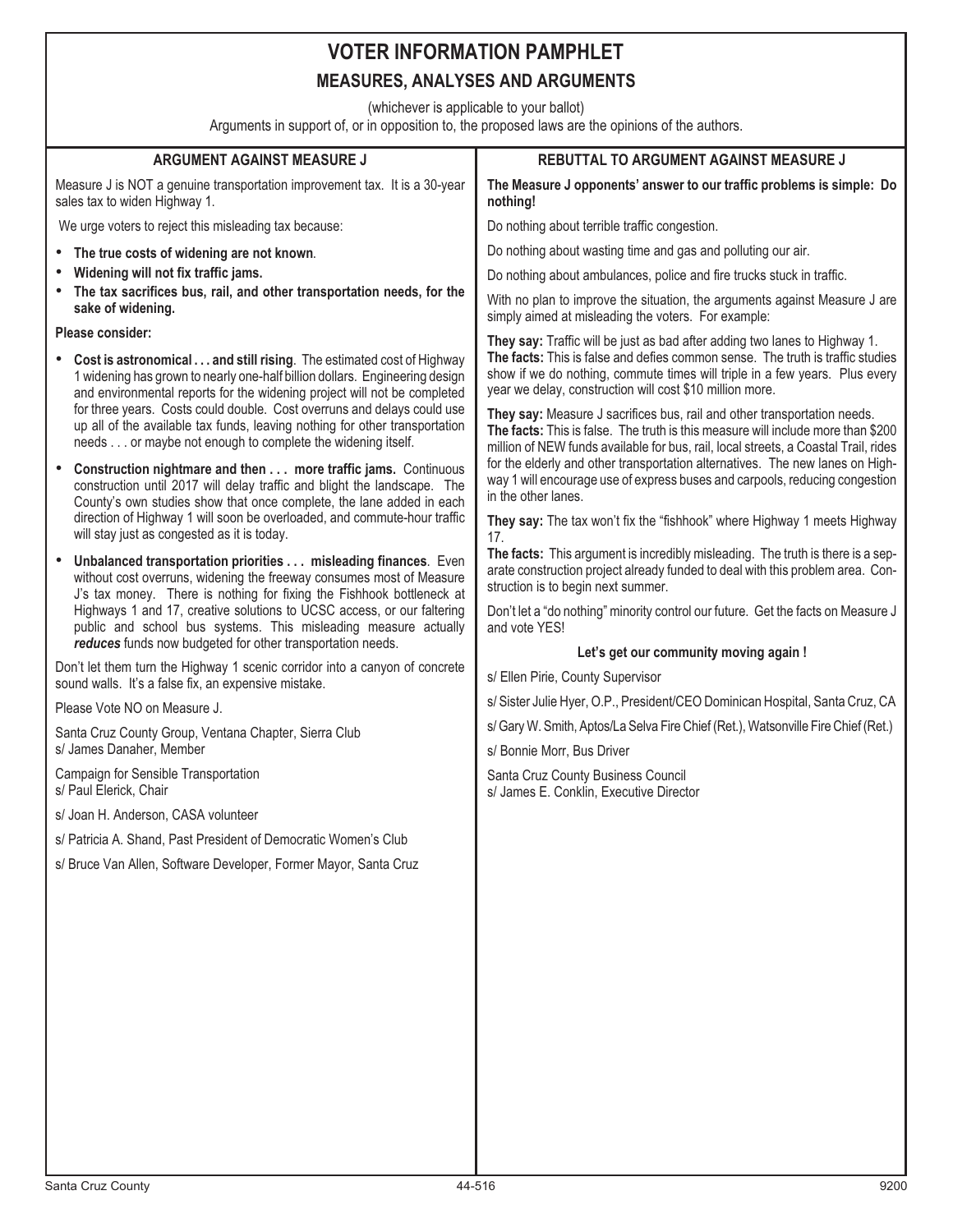# VOTER INFORMATION PAMPHLET

## MEASURES, ANALYSES AND ARGUMENTS

(whichever is applicable to your ballot)

Arguments in support of, or in opposition to, the proposed laws are the opinions of the authors.

### ARGUMENT AGAINST MEASURE J

Measure J is NOT a genuine transportation improvement tax. It is a 30-year sales tax to widen Highway 1.

We urge voters to reject this misleading tax because:

- **The true costs of widening are not known**.
- **Widening will not fix traffic jams.**
- **The tax sacrifices bus, rail, and other transportation needs, for the sake of widening.**

**Please consider:**

- **Cost is astronomical . . . and still rising**. The estimated cost of Highway 1 widening has grown to nearly one-half billion dollars. Engineering design and environmental reports for the widening project will not be completed for three years. Costs could double. Cost overruns and delays could use up all of the available tax funds, leaving nothing for other transportation needs . . . or maybe not enough to complete the widening itself.
- **Construction nightmare and then . . . more traffic jams.** Continuous construction until 2017 will delay traffic and blight the landscape. The County's own studies show that once complete, the lane added in each direction of Highway 1 will soon be overloaded, and commute-hour traffic will stay just as congested as it is today.
- **Unbalanced transportation priorities . . . misleading finances**. Even without cost overruns, widening the freeway consumes most of Measure J's tax money. There is nothing for fixing the Fishhook bottleneck at Highways 1 and 17, creative solutions to UCSC access, or our faltering public and school bus systems. This misleading measure actually ***reduces*** funds now budgeted for other transportation needs.

Don't let them turn the Highway 1 scenic corridor into a canyon of concrete sound walls. It's a false fix, an expensive mistake.

Please Vote NO on Measure J.

Santa Cruz County Group, Ventana Chapter, Sierra Club
s/ James Danaher, Member

Campaign for Sensible Transportation
s/ Paul Elerick, Chair

s/ Joan H. Anderson, CASA volunteer

s/ Patricia A. Shand, Past President of Democratic Women's Club

s/ Bruce Van Allen, Software Developer, Former Mayor, Santa Cruz

### REBUTTAL TO ARGUMENT AGAINST MEASURE J

**The Measure J opponents' answer to our traffic problems is simple: Do nothing!**

Do nothing about terrible traffic congestion.

Do nothing about wasting time and gas and polluting our air.

Do nothing about ambulances, police and fire trucks stuck in traffic.

With no plan to improve the situation, the arguments against Measure J are simply aimed at misleading the voters. For example:

**They say:** Traffic will be just as bad after adding two lanes to Highway 1.
**The facts:** This is false and defies common sense. The truth is traffic studies show if we do nothing, commute times will triple in a few years. Plus every year we delay, construction will cost $10 million more.

**They say:** Measure J sacrifices bus, rail and other transportation needs.
**The facts:** This is false. The truth is this measure will include more than $200 million of NEW funds available for bus, rail, local streets, a Coastal Trail, rides for the elderly and other transportation alternatives. The new lanes on Highway 1 will encourage use of express buses and carpools, reducing congestion in the other lanes.

**They say:** The tax won't fix the "fishhook" where Highway 1 meets Highway 17.
**The facts:** This argument is incredibly misleading. The truth is there is a separate construction project already funded to deal with this problem area. Construction is to begin next summer.

Don't let a "do nothing" minority control our future. Get the facts on Measure J and vote YES!

**Let's get our community moving again !**

s/ Ellen Pirie, County Supervisor

s/ Sister Julie Hyer, O.P., President/CEO Dominican Hospital, Santa Cruz, CA

s/ Gary W. Smith, Aptos/La Selva Fire Chief (Ret.), Watsonville Fire Chief (Ret.)

s/ Bonnie Morr, Bus Driver

Santa Cruz County Business Council
s/ James E. Conklin, Executive Director